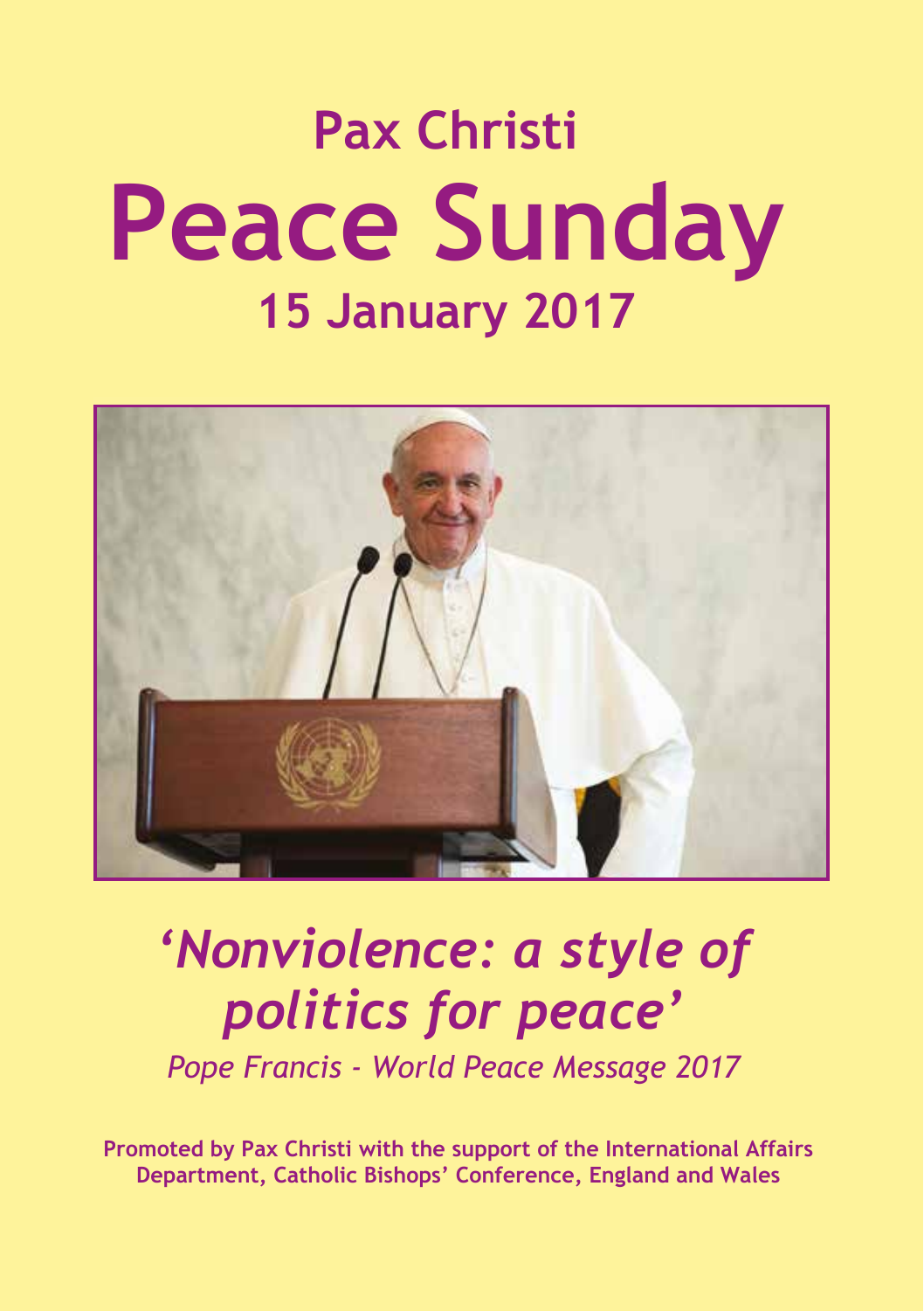# Pax Christi

# Peace Sunday

## 15 January 2017

*'Nonviolence: a style of politics for peace'*

*Pope Francis - World Peace Message 2017*

**Promoted by Pax Christi with the support of the International Affairs Department, Catholic Bishops' Conference, England and Wales**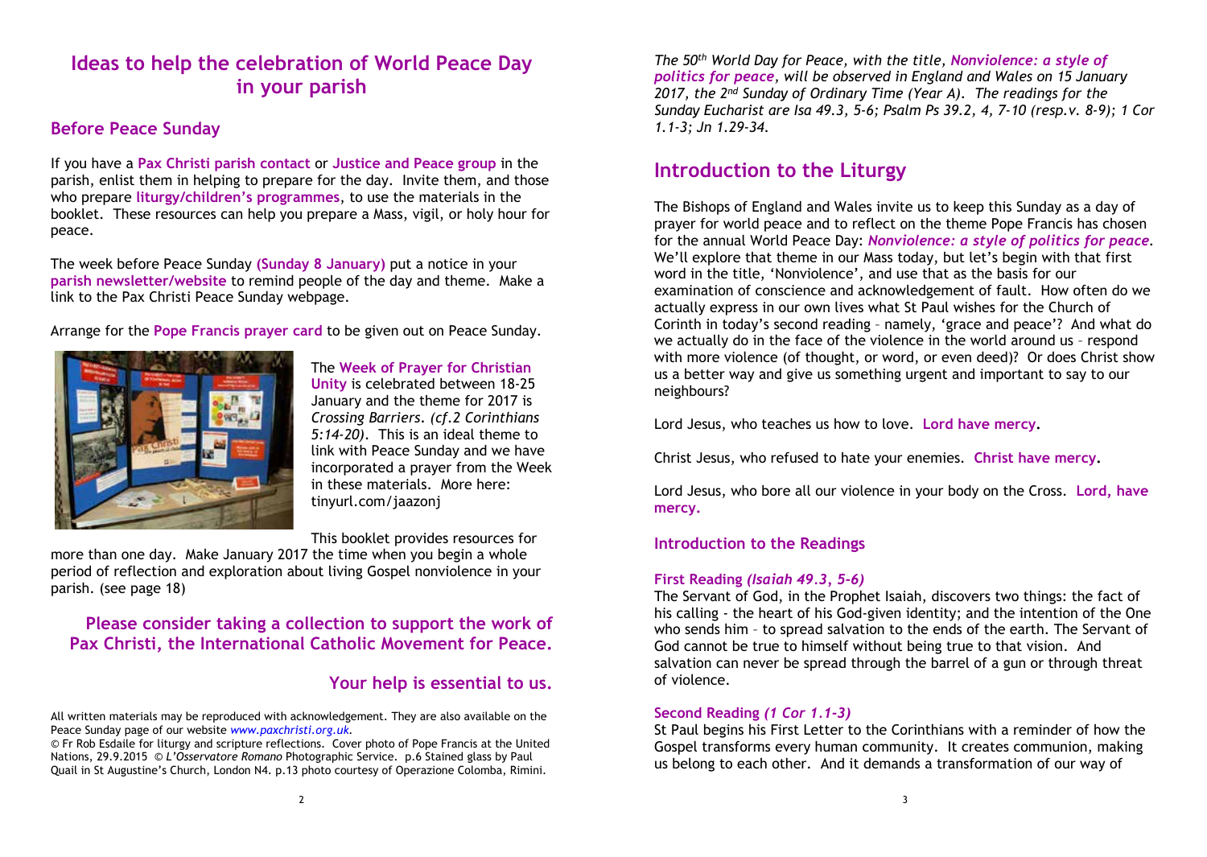## Ideas to help the celebration of World Peace Day in your parish

### Before Peace Sunday

If you have a **Pax Christi parish contact** or **Justice and Peace group** in the parish, enlist them in helping to prepare for the day. Invite them, and those who prepare **liturgy/children's programmes**, to use the materials in the booklet. These resources can help you prepare a Mass, vigil, or holy hour for peace.

The week before Peace Sunday **(Sunday 8 January)** put a notice in your **parish newsletter/website** to remind people of the day and theme. Make a link to the Pax Christi Peace Sunday webpage.

Arrange for the **Pope Francis prayer card** to be given out on Peace Sunday.

The **Week of Prayer for Christian Unity** is celebrated between 18-25 January and the theme for 2017 is *Crossing Barriers. (cf.2 Corinthians 5:14-20)*. This is an ideal theme to link with Peace Sunday and we have incorporated a prayer from the Week in these materials. More here: tinyurl.com/jaazonj

This booklet provides resources for more than one day. Make January 2017 the time when you begin a whole period of reflection and exploration about living Gospel nonviolence in your parish. (see page 18)

**Please consider taking a collection to support the work of Pax Christi, the International Catholic Movement for Peace.**

**Your help is essential to us.**

All written materials may be reproduced with acknowledgement. They are also available on the Peace Sunday page of our website *www.paxchristi.org.uk*.

© Fr Rob Esdaile for liturgy and scripture reflections. Cover photo of Pope Francis at the United Nations, 29.9.2015 © *L'Osservatore Romano* Photographic Service. p.6 Stained glass by Paul Quail in St Augustine's Church, London N4. p.13 photo courtesy of Operazione Colomba, Rimini.

*The 50th World Day for Peace, with the title, **Nonviolence: a style of politics for peace**, will be observed in England and Wales on 15 January 2017, the 2nd Sunday of Ordinary Time (Year A). The readings for the Sunday Eucharist are Isa 49.3, 5-6; Psalm Ps 39.2, 4, 7-10 (resp.v. 8-9); 1 Cor 1.1-3; Jn 1.29-34.*

## Introduction to the Liturgy

The Bishops of England and Wales invite us to keep this Sunday as a day of prayer for world peace and to reflect on the theme Pope Francis has chosen for the annual World Peace Day: ***Nonviolence: a style of politics for peace***. We'll explore that theme in our Mass today, but let's begin with that first word in the title, 'Nonviolence', and use that as the basis for our examination of conscience and acknowledgement of fault. How often do we actually express in our own lives what St Paul wishes for the Church of Corinth in today's second reading – namely, 'grace and peace'? And what do we actually do in the face of the violence in the world around us – respond with more violence (of thought, or word, or even deed)? Or does Christ show us a better way and give us something urgent and important to say to our neighbours?

Lord Jesus, who teaches us how to love. **Lord have mercy.**

Christ Jesus, who refused to hate your enemies. **Christ have mercy.**

Lord Jesus, who bore all our violence in your body on the Cross. **Lord, have mercy.**

### Introduction to the Readings

**First Reading** ***(Isaiah 49.3, 5-6)***

The Servant of God, in the Prophet Isaiah, discovers two things: the fact of his calling - the heart of his God-given identity; and the intention of the One who sends him – to spread salvation to the ends of the earth. The Servant of God cannot be true to himself without being true to that vision. And salvation can never be spread through the barrel of a gun or through threat of violence.

**Second Reading** ***(1 Cor 1.1-3)***

St Paul begins his First Letter to the Corinthians with a reminder of how the Gospel transforms every human community. It creates communion, making us belong to each other. And it demands a transformation of our way of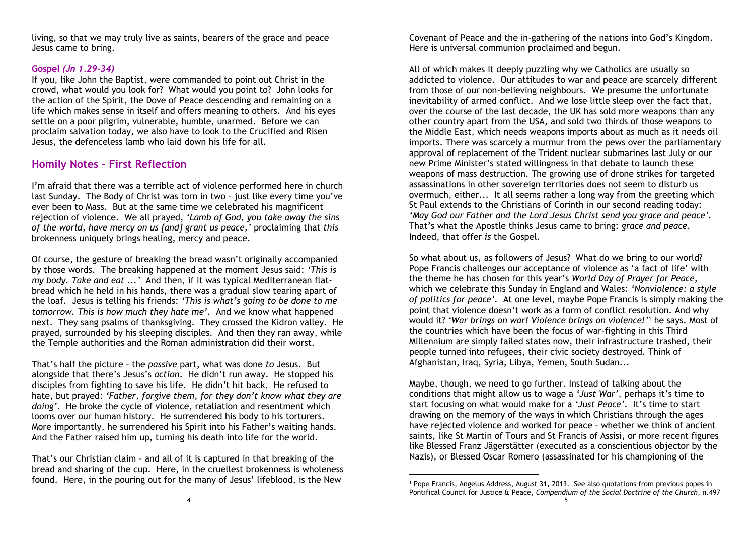living, so that we may truly live as saints, bearers of the grace and peace Jesus came to bring.

**Gospel *(Jn 1.29-34)***

If you, like John the Baptist, were commanded to point out Christ in the crowd, what would you look for? What would you point to? John looks for the action of the Spirit, the Dove of Peace descending and remaining on a life which makes sense in itself and offers meaning to others. And his eyes settle on a poor pilgrim, vulnerable, humble, unarmed. Before we can proclaim salvation today, we also have to look to the Crucified and Risen Jesus, the defenceless lamb who laid down his life for all.

## Homily Notes – First Reflection

I'm afraid that there was a terrible act of violence performed here in church last Sunday. The Body of Christ was torn in two – just like every time you've ever been to Mass. But at the same time we celebrated his magnificent rejection of violence. We all prayed, *'Lamb of God, you take away the sins of the world, have mercy on us [and] grant us peace,'* proclaiming that *this* brokenness uniquely brings healing, mercy and peace.

Of course, the gesture of breaking the bread wasn't originally accompanied by those words. The breaking happened at the moment Jesus said: *'This is my body. Take and eat ...'* And then, if it was typical Mediterranean flat-bread which he held in his hands, there was a gradual slow tearing apart of the loaf. Jesus is telling his friends: *'This is what's going to be done to me tomorrow. This is how much they hate me'*. And we know what happened next. They sang psalms of thanksgiving. They crossed the Kidron valley. He prayed, surrounded by his sleeping disciples. And then they ran away, while the Temple authorities and the Roman administration did their worst.

That's half the picture – the *passive* part, what was done *to* Jesus. But alongside that there's Jesus's *action*. He didn't run away. He stopped his disciples from fighting to save his life. He didn't hit back. He refused to hate, but prayed: *'Father, forgive them, for they don't know what they are doing'*. He broke the cycle of violence, retaliation and resentment which looms over our human history. He surrendered his body to his torturers. More importantly, he surrendered his Spirit into his Father's waiting hands. And the Father raised him up, turning his death into life for the world.

That's our Christian claim – and all of it is captured in that breaking of the bread and sharing of the cup. Here, in the cruellest brokenness is wholeness found. Here, in the pouring out for the many of Jesus' lifeblood, is the New Covenant of Peace and the in-gathering of the nations into God's Kingdom. Here is universal communion proclaimed and begun.

All of which makes it deeply puzzling why we Catholics are usually so addicted to violence. Our attitudes to war and peace are scarcely different from those of our non-believing neighbours. We presume the unfortunate inevitability of armed conflict. And we lose little sleep over the fact that, over the course of the last decade, the UK has sold more weapons than any other country apart from the USA, and sold two thirds of those weapons to the Middle East, which needs weapons imports about as much as it needs oil imports. There was scarcely a murmur from the pews over the parliamentary approval of replacement of the Trident nuclear submarines last July or our new Prime Minister's stated willingness in that debate to launch these weapons of mass destruction. The growing use of drone strikes for targeted assassinations in other sovereign territories does not seem to disturb us overmuch, either... It all seems rather a long way from the greeting which St Paul extends to the Christians of Corinth in our second reading today: *'May God our Father and the Lord Jesus Christ send you grace and peace'*. That's what the Apostle thinks Jesus came to bring: *grace and peace*. Indeed, that offer *is* the Gospel.

So what about us, as followers of Jesus? What do we bring to our world? Pope Francis challenges our acceptance of violence as 'a fact of life' with the theme he has chosen for this year's *World Day of Prayer for Peace*, which we celebrate this Sunday in England and Wales: *'Nonviolence: a style of politics for peace'*. At one level, maybe Pope Francis is simply making the point that violence doesn't work as a form of conflict resolution. And why would it? *'War brings on war! Violence brings on violence!'*[1] he says. Most of the countries which have been the focus of war-fighting in this Third Millennium are simply failed states now, their infrastructure trashed, their people turned into refugees, their civic society destroyed. Think of Afghanistan, Iraq, Syria, Libya, Yemen, South Sudan...

Maybe, though, we need to go further. Instead of talking about the conditions that might allow us to wage a *'Just War'*, perhaps it's time to start focusing on what would make for a *'Just Peace'*. It's time to start drawing on the memory of the ways in which Christians through the ages have rejected violence and worked for peace – whether we think of ancient saints, like St Martin of Tours and St Francis of Assisi, or more recent figures like Blessed Franz Jägerstätter (executed as a conscientious objector by the Nazis), or Blessed Oscar Romero (assassinated for his championing of the

[1] Pope Francis, Angelus Address, August 31, 2013. See also quotations from previous popes in Pontifical Council for Justice & Peace, *Compendium of the Social Doctrine of the Church*, n.497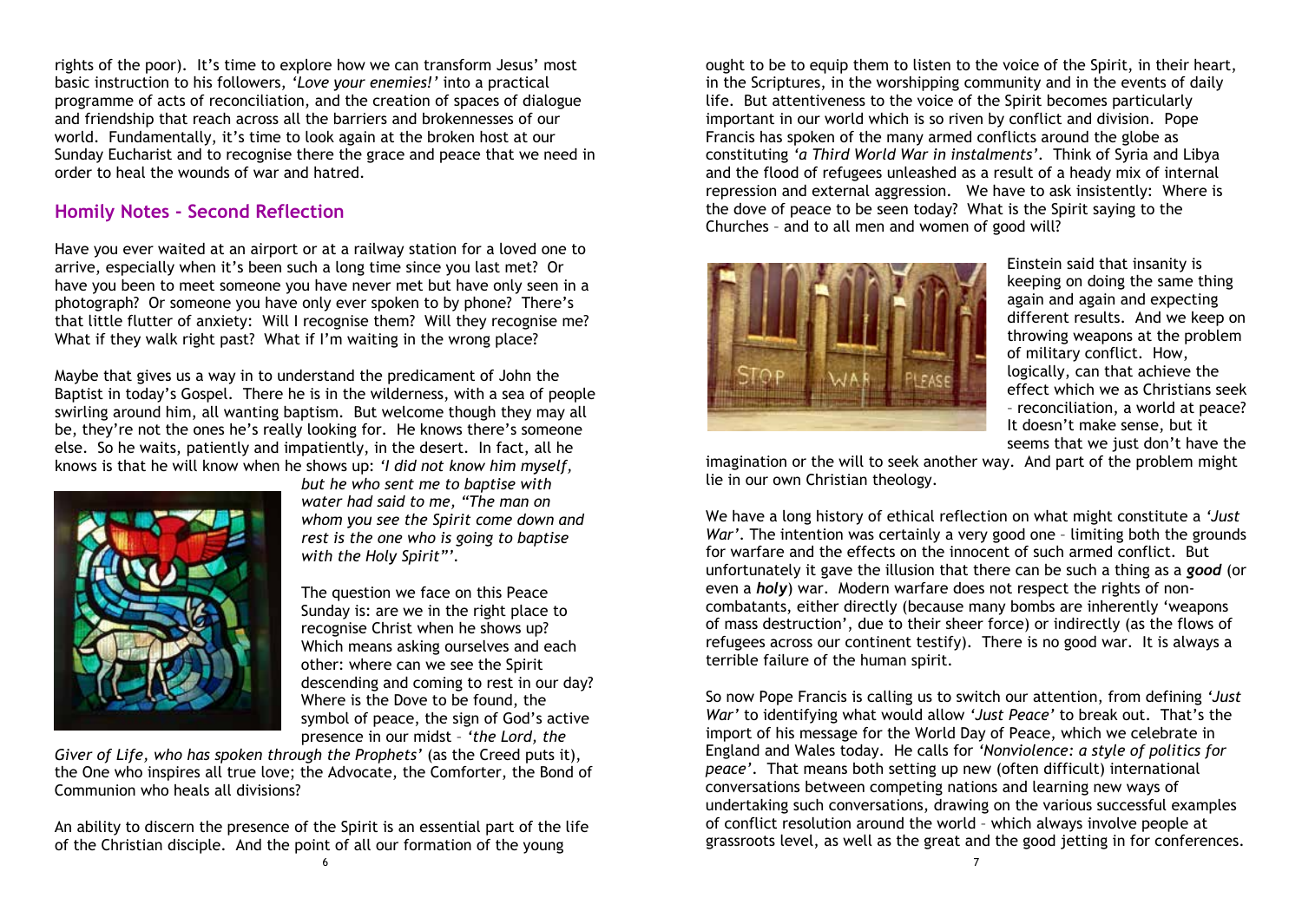rights of the poor). It's time to explore how we can transform Jesus' most basic instruction to his followers, *'Love your enemies!'* into a practical programme of acts of reconciliation, and the creation of spaces of dialogue and friendship that reach across all the barriers and brokennesses of our world. Fundamentally, it's time to look again at the broken host at our Sunday Eucharist and to recognise there the grace and peace that we need in order to heal the wounds of war and hatred.

## Homily Notes - Second Reflection

Have you ever waited at an airport or at a railway station for a loved one to arrive, especially when it's been such a long time since you last met? Or have you been to meet someone you have never met but have only seen in a photograph? Or someone you have only ever spoken to by phone? There's that little flutter of anxiety: Will I recognise them? Will they recognise me? What if they walk right past? What if I'm waiting in the wrong place?

Maybe that gives us a way in to understand the predicament of John the Baptist in today's Gospel. There he is in the wilderness, with a sea of people swirling around him, all wanting baptism. But welcome though they may all be, they're not the ones he's really looking for. He knows there's someone else. So he waits, patiently and impatiently, in the desert. In fact, all he knows is that he will know when he shows up: *'I did not know him myself, but he who sent me to baptise with water had said to me, "The man on whom you see the Spirit come down and rest is the one who is going to baptise with the Holy Spirit"'*.

The question we face on this Peace Sunday is: are we in the right place to recognise Christ when he shows up? Which means asking ourselves and each other: where can we see the Spirit descending and coming to rest in our day? Where is the Dove to be found, the symbol of peace, the sign of God's active presence in our midst – *'the Lord, the Giver of Life, who has spoken through the Prophets'* (as the Creed puts it), the One who inspires all true love; the Advocate, the Comforter, the Bond of Communion who heals all divisions?

An ability to discern the presence of the Spirit is an essential part of the life of the Christian disciple. And the point of all our formation of the young ought to be to equip them to listen to the voice of the Spirit, in their heart, in the Scriptures, in the worshipping community and in the events of daily life. But attentiveness to the voice of the Spirit becomes particularly important in our world which is so riven by conflict and division. Pope Francis has spoken of the many armed conflicts around the globe as constituting *'a Third World War in instalments'*. Think of Syria and Libya and the flood of refugees unleashed as a result of a heady mix of internal repression and external aggression. We have to ask insistently: Where is the dove of peace to be seen today? What is the Spirit saying to the Churches – and to all men and women of good will?

Einstein said that insanity is keeping on doing the same thing again and again and expecting different results. And we keep on throwing weapons at the problem of military conflict. How, logically, can that achieve the effect which we as Christians seek – reconciliation, a world at peace? It doesn't make sense, but it seems that we just don't have the imagination or the will to seek another way. And part of the problem might lie in our own Christian theology.

We have a long history of ethical reflection on what might constitute a *'Just War'*. The intention was certainly a very good one – limiting both the grounds for warfare and the effects on the innocent of such armed conflict. But unfortunately it gave the illusion that there can be such a thing as a ***good*** (or even a ***holy***) war. Modern warfare does not respect the rights of non-combatants, either directly (because many bombs are inherently 'weapons of mass destruction', due to their sheer force) or indirectly (as the flows of refugees across our continent testify). There is no good war. It is always a terrible failure of the human spirit.

So now Pope Francis is calling us to switch our attention, from defining *'Just War'* to identifying what would allow *'Just Peace'* to break out. That's the import of his message for the World Day of Peace, which we celebrate in England and Wales today. He calls for *'Nonviolence: a style of politics for peace'*. That means both setting up new (often difficult) international conversations between competing nations and learning new ways of undertaking such conversations, drawing on the various successful examples of conflict resolution around the world – which always involve people at grassroots level, as well as the great and the good jetting in for conferences.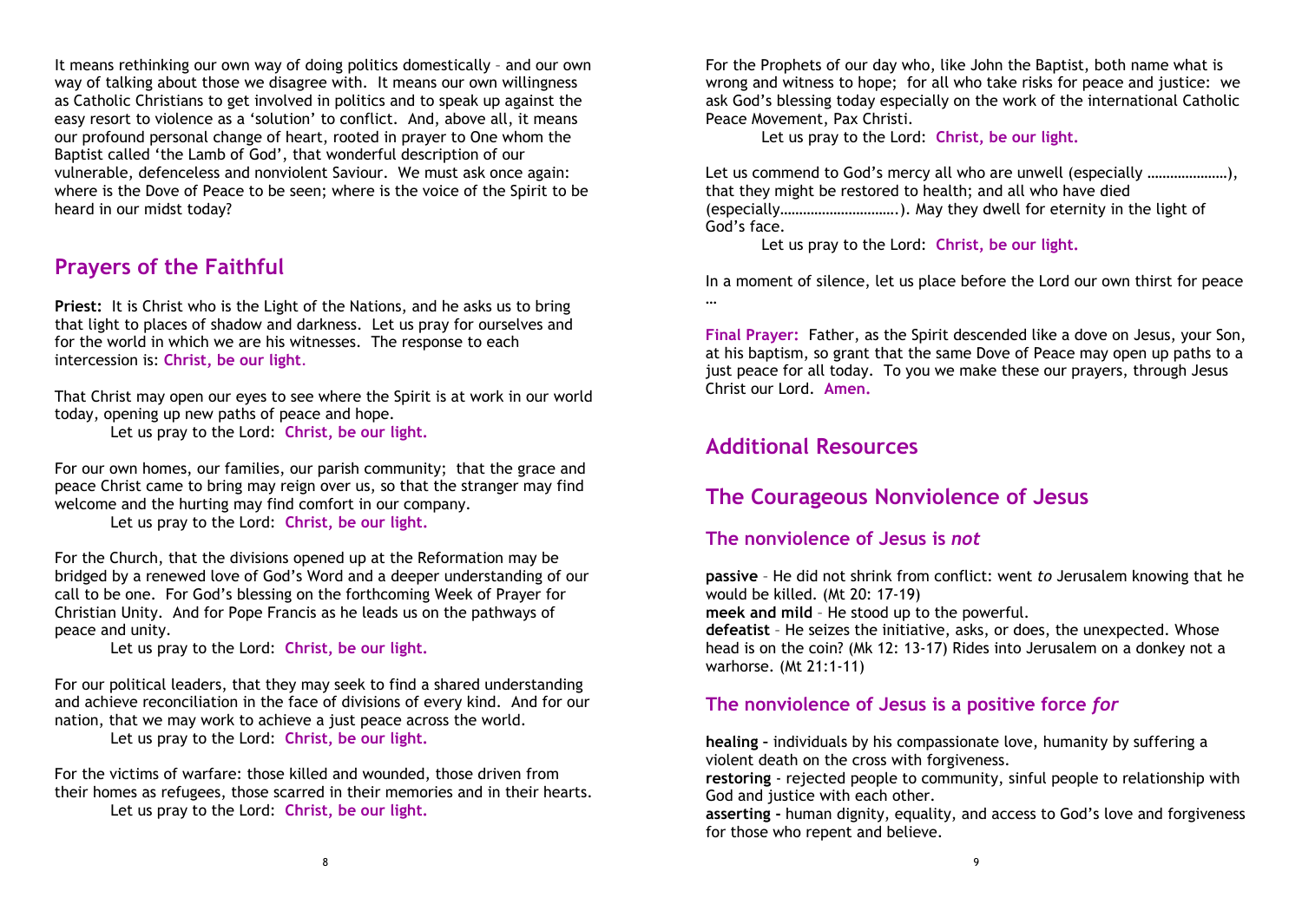It means rethinking our own way of doing politics domestically – and our own way of talking about those we disagree with. It means our own willingness as Catholic Christians to get involved in politics and to speak up against the easy resort to violence as a 'solution' to conflict. And, above all, it means our profound personal change of heart, rooted in prayer to One whom the Baptist called 'the Lamb of God', that wonderful description of our vulnerable, defenceless and nonviolent Saviour. We must ask once again: where is the Dove of Peace to be seen; where is the voice of the Spirit to be heard in our midst today?

## Prayers of the Faithful

**Priest:** It is Christ who is the Light of the Nations, and he asks us to bring that light to places of shadow and darkness. Let us pray for ourselves and for the world in which we are his witnesses. The response to each intercession is: **Christ, be our light**.

That Christ may open our eyes to see where the Spirit is at work in our world today, opening up new paths of peace and hope.
Let us pray to the Lord: **Christ, be our light.**

For our own homes, our families, our parish community; that the grace and peace Christ came to bring may reign over us, so that the stranger may find welcome and the hurting may find comfort in our company.
Let us pray to the Lord: **Christ, be our light.**

For the Church, that the divisions opened up at the Reformation may be bridged by a renewed love of God's Word and a deeper understanding of our call to be one. For God's blessing on the forthcoming Week of Prayer for Christian Unity. And for Pope Francis as he leads us on the pathways of peace and unity.
Let us pray to the Lord: **Christ, be our light.**

For our political leaders, that they may seek to find a shared understanding and achieve reconciliation in the face of divisions of every kind. And for our nation, that we may work to achieve a just peace across the world.
Let us pray to the Lord: **Christ, be our light.**

For the victims of warfare: those killed and wounded, those driven from their homes as refugees, those scarred in their memories and in their hearts.
Let us pray to the Lord: **Christ, be our light.**

For the Prophets of our day who, like John the Baptist, both name what is wrong and witness to hope; for all who take risks for peace and justice: we ask God's blessing today especially on the work of the international Catholic Peace Movement, Pax Christi.
Let us pray to the Lord: **Christ, be our light.**

Let us commend to God's mercy all who are unwell (especially …………………), that they might be restored to health; and all who have died (especially………………………….). May they dwell for eternity in the light of God's face.
Let us pray to the Lord: **Christ, be our light.**

In a moment of silence, let us place before the Lord our own thirst for peace …

**Final Prayer:** Father, as the Spirit descended like a dove on Jesus, your Son, at his baptism, so grant that the same Dove of Peace may open up paths to a just peace for all today. To you we make these our prayers, through Jesus Christ our Lord. **Amen.**

## Additional Resources

## The Courageous Nonviolence of Jesus

### The nonviolence of Jesus is *not*

**passive** – He did not shrink from conflict: went *to* Jerusalem knowing that he would be killed. (Mt 20: 17-19)
**meek and mild** – He stood up to the powerful.
**defeatist** – He seizes the initiative, asks, or does, the unexpected. Whose head is on the coin? (Mk 12: 13-17) Rides into Jerusalem on a donkey not a warhorse. (Mt 21:1-11)

### The nonviolence of Jesus is a positive force *for*

**healing** – individuals by his compassionate love, humanity by suffering a violent death on the cross with forgiveness.
**restoring** - rejected people to community, sinful people to relationship with God and justice with each other.
**asserting** – human dignity, equality, and access to God's love and forgiveness for those who repent and believe.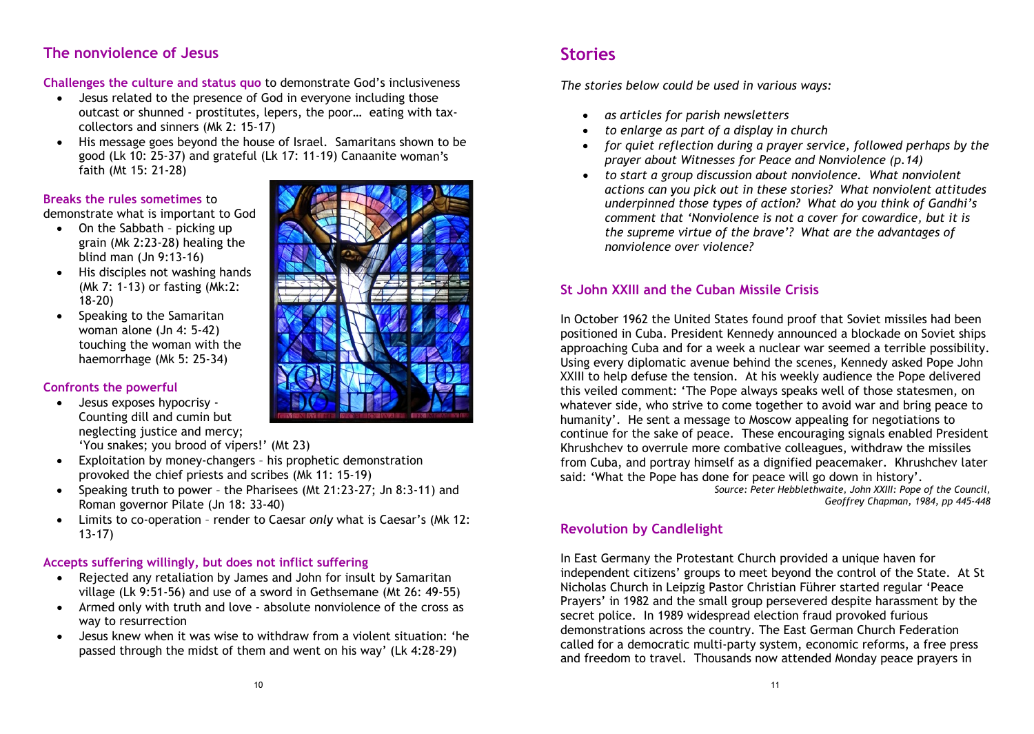## The nonviolence of Jesus

**Challenges the culture and status quo** to demonstrate God's inclusiveness

- Jesus related to the presence of God in everyone including those outcast or shunned - prostitutes, lepers, the poor… eating with tax-collectors and sinners (Mk 2: 15-17)
- His message goes beyond the house of Israel. Samaritans shown to be good (Lk 10: 25-37) and grateful (Lk 17: 11-19) Canaanite woman's faith (Mt 15: 21-28)

**Breaks the rules sometimes** to demonstrate what is important to God

- On the Sabbath – picking up grain (Mk 2:23-28) healing the blind man (Jn 9:13-16)
- His disciples not washing hands (Mk 7: 1-13) or fasting (Mk:2: 18-20)
- Speaking to the Samaritan woman alone (Jn 4: 5-42) touching the woman with the haemorrhage (Mk 5: 25-34)

**Confronts the powerful**

- Jesus exposes hypocrisy - Counting dill and cumin but neglecting justice and mercy; 'You snakes; you brood of vipers!' (Mt 23)
- Exploitation by money-changers – his prophetic demonstration provoked the chief priests and scribes (Mk 11: 15-19)
- Speaking truth to power – the Pharisees (Mt 21:23-27; Jn 8:3-11) and Roman governor Pilate (Jn 18: 33-40)
- Limits to co-operation – render to Caesar *only* what is Caesar's (Mk 12: 13-17)

**Accepts suffering willingly, but does not inflict suffering**

- Rejected any retaliation by James and John for insult by Samaritan village (Lk 9:51-56) and use of a sword in Gethsemane (Mt 26: 49-55)
- Armed only with truth and love - absolute nonviolence of the cross as way to resurrection
- Jesus knew when it was wise to withdraw from a violent situation: 'he passed through the midst of them and went on his way' (Lk 4:28-29)

## Stories

*The stories below could be used in various ways:*

- *as articles for parish newsletters*
- *to enlarge as part of a display in church*
- *for quiet reflection during a prayer service, followed perhaps by the prayer about Witnesses for Peace and Nonviolence (p.14)*
- *to start a group discussion about nonviolence. What nonviolent actions can you pick out in these stories? What nonviolent attitudes underpinned those types of action? What do you think of Gandhi's comment that 'Nonviolence is not a cover for cowardice, but it is the supreme virtue of the brave'? What are the advantages of nonviolence over violence?*

### St John XXIII and the Cuban Missile Crisis

In October 1962 the United States found proof that Soviet missiles had been positioned in Cuba. President Kennedy announced a blockade on Soviet ships approaching Cuba and for a week a nuclear war seemed a terrible possibility. Using every diplomatic avenue behind the scenes, Kennedy asked Pope John XXIII to help defuse the tension. At his weekly audience the Pope delivered this veiled comment: 'The Pope always speaks well of those statesmen, on whatever side, who strive to come together to avoid war and bring peace to humanity'. He sent a message to Moscow appealing for negotiations to continue for the sake of peace. These encouraging signals enabled President Khrushchev to overrule more combative colleagues, withdraw the missiles from Cuba, and portray himself as a dignified peacemaker. Khrushchev later said: 'What the Pope has done for peace will go down in history'.

*Source: Peter Hebblethwaite, John XXIII: Pope of the Council, Geoffrey Chapman, 1984, pp 445-448*

### Revolution by Candlelight

In East Germany the Protestant Church provided a unique haven for independent citizens' groups to meet beyond the control of the State. At St Nicholas Church in Leipzig Pastor Christian Führer started regular 'Peace Prayers' in 1982 and the small group persevered despite harassment by the secret police. In 1989 widespread election fraud provoked furious demonstrations across the country. The East German Church Federation called for a democratic multi-party system, economic reforms, a free press and freedom to travel. Thousands now attended Monday peace prayers in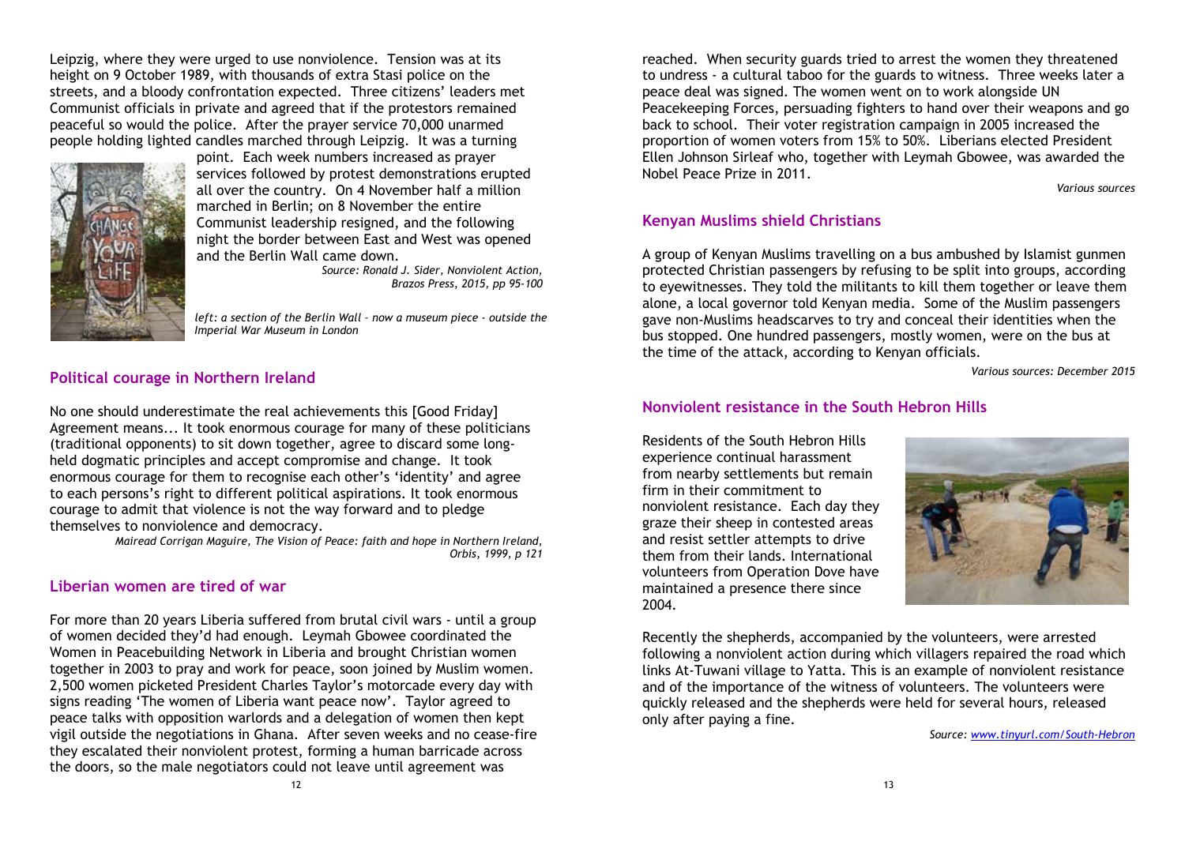Leipzig, where they were urged to use nonviolence. Tension was at its height on 9 October 1989, with thousands of extra Stasi police on the streets, and a bloody confrontation expected. Three citizens' leaders met Communist officials in private and agreed that if the protestors remained peaceful so would the police. After the prayer service 70,000 unarmed people holding lighted candles marched through Leipzig. It was a turning point. Each week numbers increased as prayer services followed by protest demonstrations erupted all over the country. On 4 November half a million marched in Berlin; on 8 November the entire Communist leadership resigned, and the following night the border between East and West was opened and the Berlin Wall came down.

*Source: Ronald J. Sider, Nonviolent Action, Brazos Press, 2015, pp 95-100*

*left: a section of the Berlin Wall – now a museum piece - outside the Imperial War Museum in London*

## Political courage in Northern Ireland

No one should underestimate the real achievements this [Good Friday] Agreement means... It took enormous courage for many of these politicians (traditional opponents) to sit down together, agree to discard some long-held dogmatic principles and accept compromise and change. It took enormous courage for them to recognise each other's 'identity' and agree to each persons's right to different political aspirations. It took enormous courage to admit that violence is not the way forward and to pledge themselves to nonviolence and democracy.

*Mairead Corrigan Maguire, The Vision of Peace: faith and hope in Northern Ireland, Orbis, 1999, p 121*

## Liberian women are tired of war

For more than 20 years Liberia suffered from brutal civil wars - until a group of women decided they'd had enough. Leymah Gbowee coordinated the Women in Peacebuilding Network in Liberia and brought Christian women together in 2003 to pray and work for peace, soon joined by Muslim women. 2,500 women picketed President Charles Taylor's motorcade every day with signs reading 'The women of Liberia want peace now'. Taylor agreed to peace talks with opposition warlords and a delegation of women then kept vigil outside the negotiations in Ghana. After seven weeks and no cease-fire they escalated their nonviolent protest, forming a human barricade across the doors, so the male negotiators could not leave until agreement was reached. When security guards tried to arrest the women they threatened to undress - a cultural taboo for the guards to witness. Three weeks later a peace deal was signed. The women went on to work alongside UN Peacekeeping Forces, persuading fighters to hand over their weapons and go back to school. Their voter registration campaign in 2005 increased the proportion of women voters from 15% to 50%. Liberians elected President Ellen Johnson Sirleaf who, together with Leymah Gbowee, was awarded the Nobel Peace Prize in 2011.

*Various sources*

## Kenyan Muslims shield Christians

A group of Kenyan Muslims travelling on a bus ambushed by Islamist gunmen protected Christian passengers by refusing to be split into groups, according to eyewitnesses. They told the militants to kill them together or leave them alone, a local governor told Kenyan media. Some of the Muslim passengers gave non-Muslims headscarves to try and conceal their identities when the bus stopped. One hundred passengers, mostly women, were on the bus at the time of the attack, according to Kenyan officials.

*Various sources: December 2015*

## Nonviolent resistance in the South Hebron Hills

Residents of the South Hebron Hills experience continual harassment from nearby settlements but remain firm in their commitment to nonviolent resistance. Each day they graze their sheep in contested areas and resist settler attempts to drive them from their lands. International volunteers from Operation Dove have maintained a presence there since 2004.

Recently the shepherds, accompanied by the volunteers, were arrested following a nonviolent action during which villagers repaired the road which links At-Tuwani village to Yatta. This is an example of nonviolent resistance and of the importance of the witness of volunteers. The volunteers were quickly released and the shepherds were held for several hours, released only after paying a fine.

*Source: www.tinyurl.com/South-Hebron*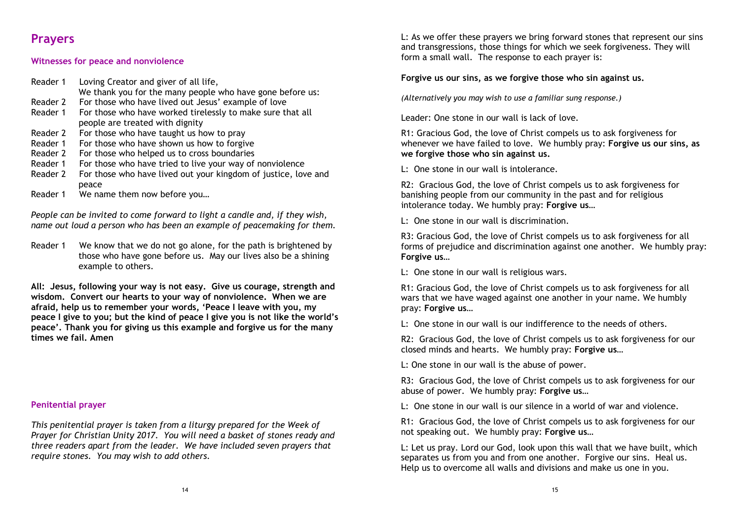# Prayers

## Witnesses for peace and nonviolence

Reader 1 Loving Creator and giver of all life,
We thank you for the many people who have gone before us:

Reader 2 For those who have lived out Jesus' example of love

Reader 1 For those who have worked tirelessly to make sure that all people are treated with dignity

Reader 2 For those who have taught us how to pray

Reader 1 For those who have shown us how to forgive

Reader 2 For those who helped us to cross boundaries

Reader 1 For those who have tried to live your way of nonviolence

Reader 2 For those who have lived out your kingdom of justice, love and peace

Reader 1 We name them now before you…

*People can be invited to come forward to light a candle and, if they wish, name out loud a person who has been an example of peacemaking for them.*

Reader 1 We know that we do not go alone, for the path is brightened by those who have gone before us. May our lives also be a shining example to others.

**All: Jesus, following your way is not easy. Give us courage, strength and wisdom. Convert our hearts to your way of nonviolence. When we are afraid, help us to remember your words, 'Peace I leave with you, my peace I give to you; but the kind of peace I give you is not like the world's peace'. Thank you for giving us this example and forgive us for the many times we fail. Amen**

## Penitential prayer

*This penitential prayer is taken from a liturgy prepared for the Week of Prayer for Christian Unity 2017. You will need a basket of stones ready and three readers apart from the leader. We have included seven prayers that require stones. You may wish to add others.*

L: As we offer these prayers we bring forward stones that represent our sins and transgressions, those things for which we seek forgiveness. They will form a small wall. The response to each prayer is:

**Forgive us our sins, as we forgive those who sin against us.**

*(Alternatively you may wish to use a familiar sung response.)*

Leader: One stone in our wall is lack of love.

R1: Gracious God, the love of Christ compels us to ask forgiveness for whenever we have failed to love. We humbly pray: **Forgive us our sins, as we forgive those who sin against us.**

L: One stone in our wall is intolerance.

R2: Gracious God, the love of Christ compels us to ask forgiveness for banishing people from our community in the past and for religious intolerance today. We humbly pray: **Forgive us…**

L: One stone in our wall is discrimination.

R3: Gracious God, the love of Christ compels us to ask forgiveness for all forms of prejudice and discrimination against one another. We humbly pray: **Forgive us…**

L: One stone in our wall is religious wars.

R1: Gracious God, the love of Christ compels us to ask forgiveness for all wars that we have waged against one another in your name. We humbly pray: **Forgive us…**

L: One stone in our wall is our indifference to the needs of others.

R2: Gracious God, the love of Christ compels us to ask forgiveness for our closed minds and hearts. We humbly pray: **Forgive us…**

L: One stone in our wall is the abuse of power.

R3: Gracious God, the love of Christ compels us to ask forgiveness for our abuse of power. We humbly pray: **Forgive us…**

L: One stone in our wall is our silence in a world of war and violence.

R1: Gracious God, the love of Christ compels us to ask forgiveness for our not speaking out. We humbly pray: **Forgive us…**

L: Let us pray. Lord our God, look upon this wall that we have built, which separates us from you and from one another. Forgive our sins. Heal us. Help us to overcome all walls and divisions and make us one in you.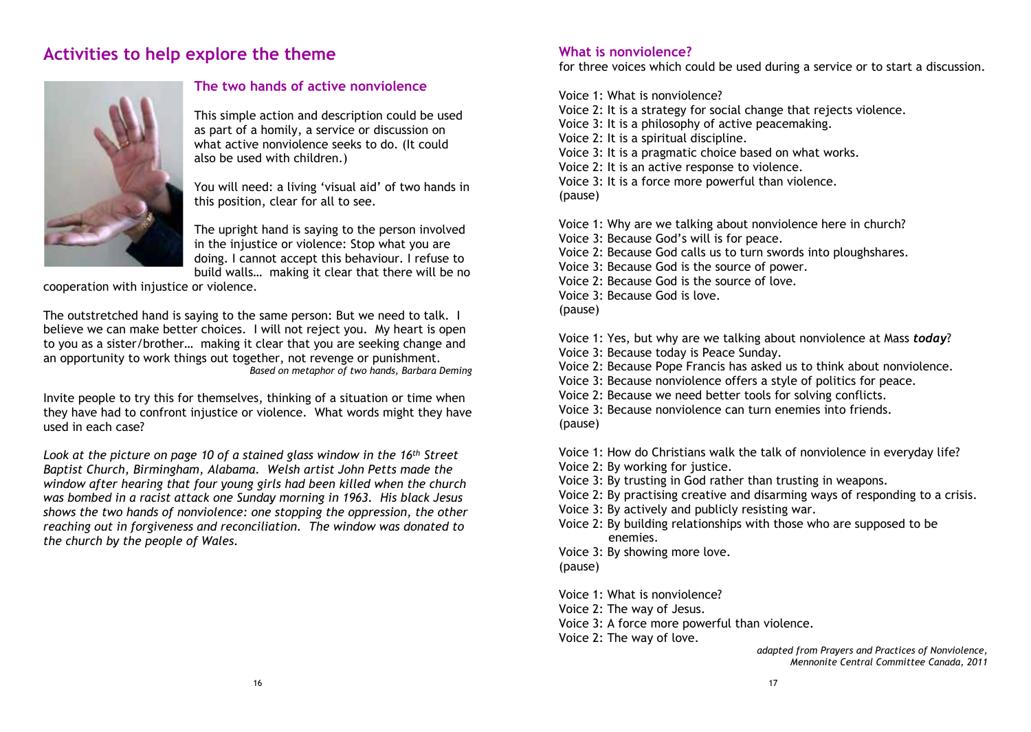# Activities to help explore the theme

## The two hands of active nonviolence

This simple action and description could be used as part of a homily, a service or discussion on what active nonviolence seeks to do. (It could also be used with children.)

You will need: a living 'visual aid' of two hands in this position, clear for all to see.

The upright hand is saying to the person involved in the injustice or violence: Stop what you are doing. I cannot accept this behaviour. I refuse to build walls… making it clear that there will be no cooperation with injustice or violence.

The outstretched hand is saying to the same person: But we need to talk. I believe we can make better choices. I will not reject you. My heart is open to you as a sister/brother… making it clear that you are seeking change and an opportunity to work things out together, not revenge or punishment.

*Based on metaphor of two hands, Barbara Deming*

Invite people to try this for themselves, thinking of a situation or time when they have had to confront injustice or violence. What words might they have used in each case?

*Look at the picture on page 10 of a stained glass window in the 16th Street Baptist Church, Birmingham, Alabama. Welsh artist John Petts made the window after hearing that four young girls had been killed when the church was bombed in a racist attack one Sunday morning in 1963. His black Jesus shows the two hands of nonviolence: one stopping the oppression, the other reaching out in forgiveness and reconciliation. The window was donated to the church by the people of Wales.*

## What is nonviolence?

for three voices which could be used during a service or to start a discussion.

Voice 1: What is nonviolence?
Voice 2: It is a strategy for social change that rejects violence.
Voice 3: It is a philosophy of active peacemaking.
Voice 2: It is a spiritual discipline.
Voice 3: It is a pragmatic choice based on what works.
Voice 2: It is an active response to violence.
Voice 3: It is a force more powerful than violence.
(pause)

Voice 1: Why are we talking about nonviolence here in church?
Voice 3: Because God's will is for peace.
Voice 2: Because God calls us to turn swords into ploughshares.
Voice 3: Because God is the source of power.
Voice 2: Because God is the source of love.
Voice 3: Because God is love.
(pause)

Voice 1: Yes, but why are we talking about nonviolence at Mass ***today***?
Voice 3: Because today is Peace Sunday.
Voice 2: Because Pope Francis has asked us to think about nonviolence.
Voice 3: Because nonviolence offers a style of politics for peace.
Voice 2: Because we need better tools for solving conflicts.
Voice 3: Because nonviolence can turn enemies into friends.
(pause)

Voice 1: How do Christians walk the talk of nonviolence in everyday life?
Voice 2: By working for justice.
Voice 3: By trusting in God rather than trusting in weapons.
Voice 2: By practising creative and disarming ways of responding to a crisis.
Voice 3: By actively and publicly resisting war.
Voice 2: By building relationships with those who are supposed to be enemies.
Voice 3: By showing more love.
(pause)

Voice 1: What is nonviolence?
Voice 2: The way of Jesus.
Voice 3: A force more powerful than violence.
Voice 2: The way of love.

*adapted from Prayers and Practices of Nonviolence, Mennonite Central Committee Canada, 2011*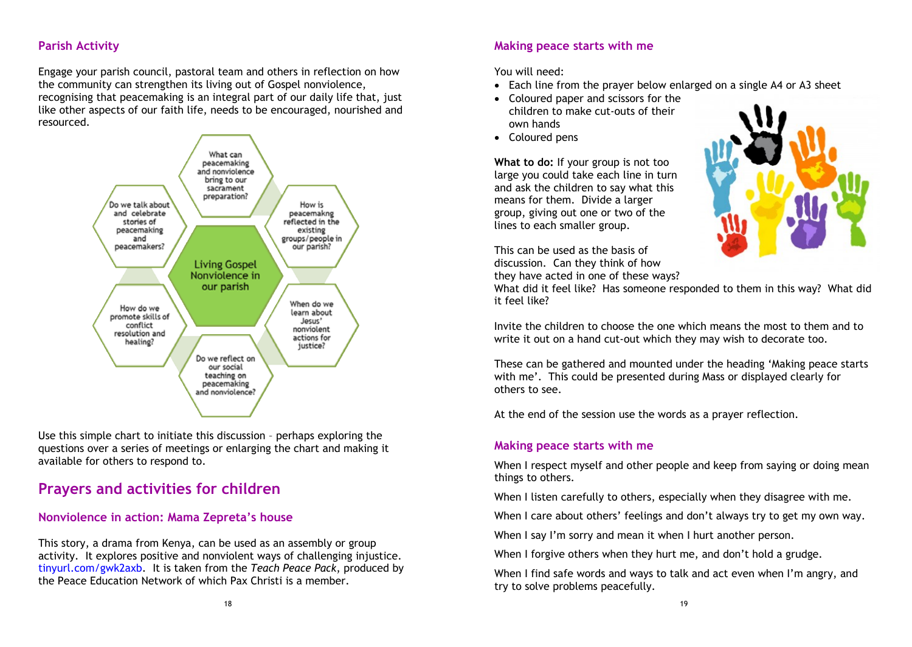## Parish Activity

Engage your parish council, pastoral team and others in reflection on how the community can strengthen its living out of Gospel nonviolence, recognising that peacemaking is an integral part of our daily life that, just like other aspects of our faith life, needs to be encouraged, nourished and resourced.

**Living Gospel Nonviolence in our parish**

- What can peacemaking and nonviolence bring to our sacrament preparation?
- How is peacemakng reflected in the existing groups/people in our parish?
- When do we learn about Jesus' nonviolent actions for justice?
- Do we reflect on our social teaching on peacemaking and nonviolence?
- How do we promote skills of conflict resolution and healing?
- Do we talk about and celebrate stories of peacemaking and peacemakers?

Use this simple chart to initiate this discussion – perhaps exploring the questions over a series of meetings or enlarging the chart and making it available for others to respond to.

# Prayers and activities for children

## Nonviolence in action: Mama Zepreta's house

This story, a drama from Kenya, can be used as an assembly or group activity. It explores positive and nonviolent ways of challenging injustice. tinyurl.com/gwk2axb. It is taken from the *Teach Peace Pack*, produced by the Peace Education Network of which Pax Christi is a member.

## Making peace starts with me

You will need:

- Each line from the prayer below enlarged on a single A4 or A3 sheet
- Coloured paper and scissors for the children to make cut-outs of their own hands
- Coloured pens

**What to do:** If your group is not too large you could take each line in turn and ask the children to say what this means for them. Divide a larger group, giving out one or two of the lines to each smaller group.

This can be used as the basis of discussion. Can they think of how they have acted in one of these ways? What did it feel like? Has someone responded to them in this way? What did it feel like?

Invite the children to choose the one which means the most to them and to write it out on a hand cut-out which they may wish to decorate too.

These can be gathered and mounted under the heading 'Making peace starts with me'. This could be presented during Mass or displayed clearly for others to see.

At the end of the session use the words as a prayer reflection.

## Making peace starts with me

When I respect myself and other people and keep from saying or doing mean things to others.

When I listen carefully to others, especially when they disagree with me.

When I care about others' feelings and don't always try to get my own way.

When I say I'm sorry and mean it when I hurt another person.

When I forgive others when they hurt me, and don't hold a grudge.

When I find safe words and ways to talk and act even when I'm angry, and try to solve problems peacefully.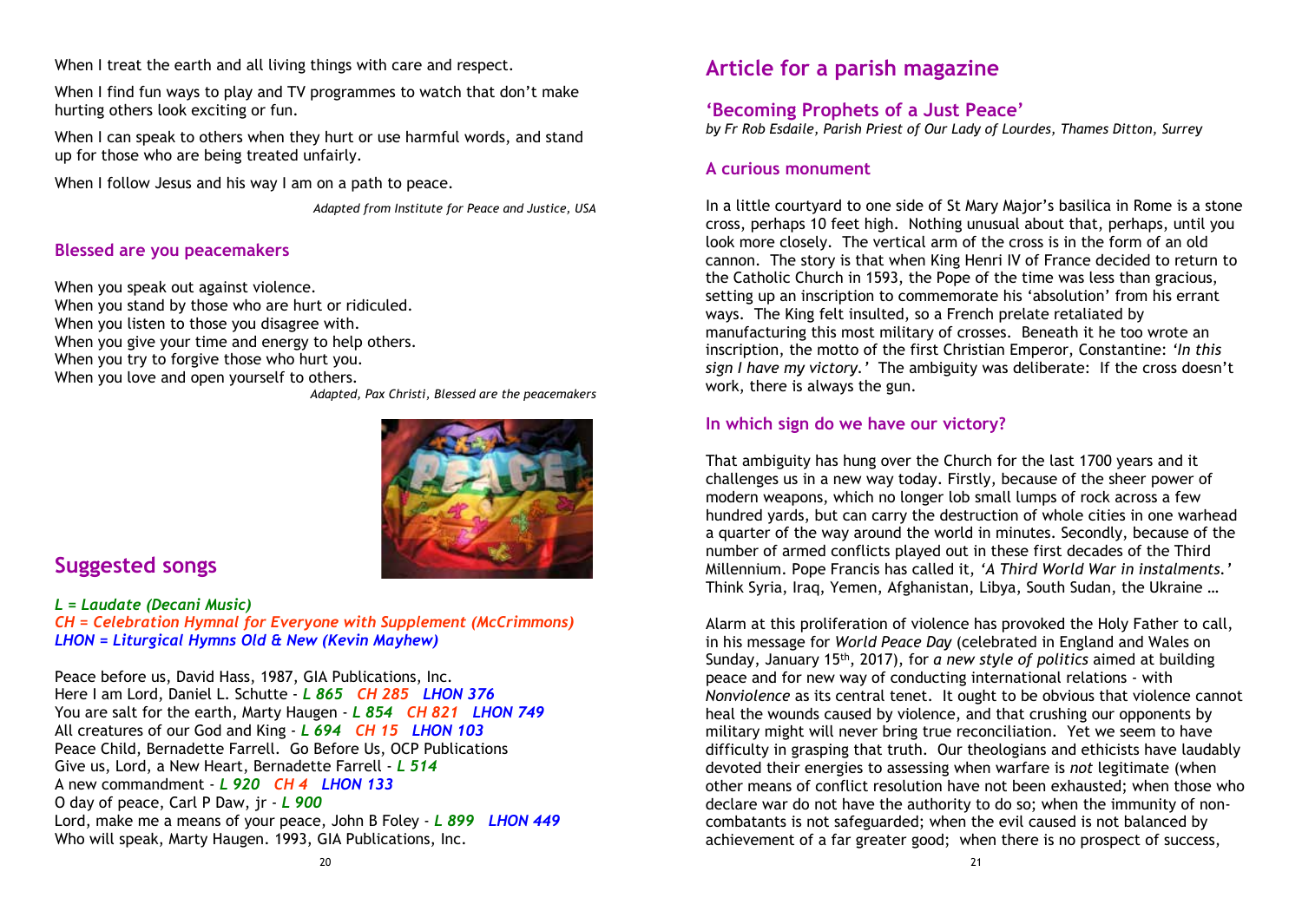When I treat the earth and all living things with care and respect.

When I find fun ways to play and TV programmes to watch that don't make hurting others look exciting or fun.

When I can speak to others when they hurt or use harmful words, and stand up for those who are being treated unfairly.

When I follow Jesus and his way I am on a path to peace.

*Adapted from Institute for Peace and Justice, USA*

### Blessed are you peacemakers

When you speak out against violence.
When you stand by those who are hurt or ridiculed.
When you listen to those you disagree with.
When you give your time and energy to help others.
When you try to forgive those who hurt you.
When you love and open yourself to others.

*Adapted, Pax Christi, Blessed are the peacemakers*

## Suggested songs

*L = Laudate (Decani Music)*
*CH = Celebration Hymnal for Everyone with Supplement (McCrimmons)*
*LHON = Liturgical Hymns Old & New (Kevin Mayhew)*

Peace before us, David Hass, 1987, GIA Publications, Inc.
Here I am Lord, Daniel L. Schutte - *L 865 CH 285 LHON 376*
You are salt for the earth, Marty Haugen - *L 854 CH 821 LHON 749*
All creatures of our God and King - *L 694 CH 15 LHON 103*
Peace Child, Bernadette Farrell. Go Before Us, OCP Publications
Give us, Lord, a New Heart, Bernadette Farrell - *L 514*
A new commandment - *L 920 CH 4 LHON 133*
O day of peace, Carl P Daw, jr - *L 900*
Lord, make me a means of your peace, John B Foley - *L 899 LHON 449*
Who will speak, Marty Haugen. 1993, GIA Publications, Inc.

## Article for a parish magazine

### 'Becoming Prophets of a Just Peace'

*by Fr Rob Esdaile, Parish Priest of Our Lady of Lourdes, Thames Ditton, Surrey*

### A curious monument

In a little courtyard to one side of St Mary Major's basilica in Rome is a stone cross, perhaps 10 feet high. Nothing unusual about that, perhaps, until you look more closely. The vertical arm of the cross is in the form of an old cannon. The story is that when King Henri IV of France decided to return to the Catholic Church in 1593, the Pope of the time was less than gracious, setting up an inscription to commemorate his 'absolution' from his errant ways. The King felt insulted, so a French prelate retaliated by manufacturing this most military of crosses. Beneath it he too wrote an inscription, the motto of the first Christian Emperor, Constantine: *'In this sign I have my victory.'* The ambiguity was deliberate: If the cross doesn't work, there is always the gun.

### In which sign do we have our victory?

That ambiguity has hung over the Church for the last 1700 years and it challenges us in a new way today. Firstly, because of the sheer power of modern weapons, which no longer lob small lumps of rock across a few hundred yards, but can carry the destruction of whole cities in one warhead a quarter of the way around the world in minutes. Secondly, because of the number of armed conflicts played out in these first decades of the Third Millennium. Pope Francis has called it, *'A Third World War in instalments.'* Think Syria, Iraq, Yemen, Afghanistan, Libya, South Sudan, the Ukraine …

Alarm at this proliferation of violence has provoked the Holy Father to call, in his message for *World Peace Day* (celebrated in England and Wales on Sunday, January 15th, 2017), for *a new style of politics* aimed at building peace and for new way of conducting international relations - with *Nonviolence* as its central tenet. It ought to be obvious that violence cannot heal the wounds caused by violence, and that crushing our opponents by military might will never bring true reconciliation. Yet we seem to have difficulty in grasping that truth. Our theologians and ethicists have laudably devoted their energies to assessing when warfare is *not* legitimate (when other means of conflict resolution have not been exhausted; when those who declare war do not have the authority to do so; when the immunity of non-combatants is not safeguarded; when the evil caused is not balanced by achievement of a far greater good; when there is no prospect of success,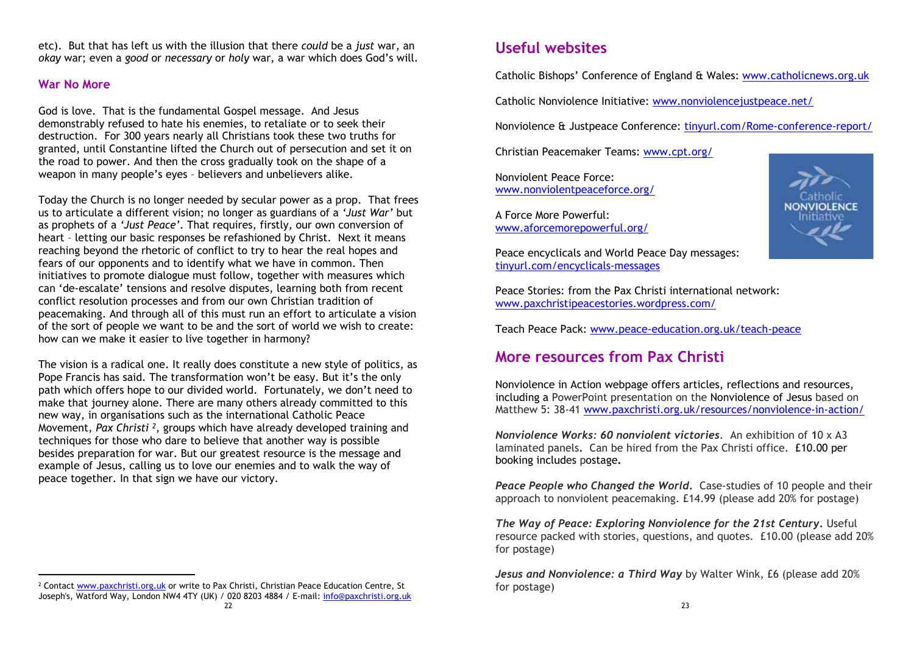etc). But that has left us with the illusion that there *could* be a *just* war, an *okay* war; even a *good* or *necessary* or *holy* war, a war which does God's will.

### War No More

God is love. That is the fundamental Gospel message. And Jesus demonstrably refused to hate his enemies, to retaliate or to seek their destruction. For 300 years nearly all Christians took these two truths for granted, until Constantine lifted the Church out of persecution and set it on the road to power. And then the cross gradually took on the shape of a weapon in many people's eyes – believers and unbelievers alike.

Today the Church is no longer needed by secular power as a prop. That frees us to articulate a different vision; no longer as guardians of a *'Just War'* but as prophets of a *'Just Peace'*. That requires, firstly, our own conversion of heart – letting our basic responses be refashioned by Christ. Next it means reaching beyond the rhetoric of conflict to try to hear the real hopes and fears of our opponents and to identify what we have in common. Then initiatives to promote dialogue must follow, together with measures which can 'de-escalate' tensions and resolve disputes, learning both from recent conflict resolution processes and from our own Christian tradition of peacemaking. And through all of this must run an effort to articulate a vision of the sort of people we want to be and the sort of world we wish to create: how can we make it easier to live together in harmony?

The vision is a radical one. It really does constitute a new style of politics, as Pope Francis has said. The transformation won't be easy. But it's the only path which offers hope to our divided world. Fortunately, we don't need to make that journey alone. There are many others already committed to this new way, in organisations such as the international Catholic Peace Movement, *Pax Christi* [2], groups which have already developed training and techniques for those who dare to believe that another way is possible besides preparation for war. But our greatest resource is the message and example of Jesus, calling us to love our enemies and to walk the way of peace together. In that sign we have our victory.

[2] Contact www.paxchristi.org.uk or write to Pax Christi, Christian Peace Education Centre, St Joseph's, Watford Way, London NW4 4TY (UK) / 020 8203 4884 / E-mail: info@paxchristi.org.uk

## Useful websites

Catholic Bishops' Conference of England & Wales: www.catholicnews.org.uk

Catholic Nonviolence Initiative: www.nonviolencejustpeace.net/

Nonviolence & Justpeace Conference: tinyurl.com/Rome-conference-report/

Christian Peacemaker Teams: www.cpt.org/

Nonviolent Peace Force: www.nonviolentpeaceforce.org/

A Force More Powerful: www.aforcemorepowerful.org/

Peace encyclicals and World Peace Day messages: tinyurl.com/encyclicals-messages

Peace Stories: from the Pax Christi international network: www.paxchristipeacestories.wordpress.com/

Teach Peace Pack: www.peace-education.org.uk/teach-peace

## More resources from Pax Christi

Nonviolence in Action webpage offers articles, reflections and resources, including a PowerPoint presentation on the Nonviolence of Jesus based on Matthew 5: 38-41 www.paxchristi.org.uk/resources/nonviolence-in-action/

***Nonviolence Works: 60 nonviolent victories***. An exhibition of 10 x A3 laminated panels. Can be hired from the Pax Christi office. £10.00 per booking includes postage.

***Peace People who Changed the World.*** Case-studies of 10 people and their approach to nonviolent peacemaking. £14.99 (please add 20% for postage)

***The Way of Peace: Exploring Nonviolence for the 21st Century.*** Useful resource packed with stories, questions, and quotes. £10.00 (please add 20% for postage)

***Jesus and Nonviolence: a Third Way*** by Walter Wink, £6 (please add 20% for postage)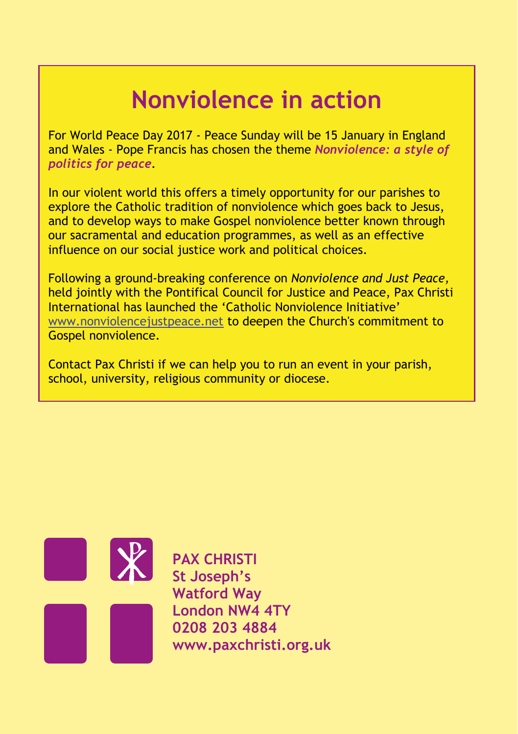# Nonviolence in action

For World Peace Day 2017 - Peace Sunday will be 15 January in England and Wales - Pope Francis has chosen the theme ***Nonviolence: a style of politics for peace***.

In our violent world this offers a timely opportunity for our parishes to explore the Catholic tradition of nonviolence which goes back to Jesus, and to develop ways to make Gospel nonviolence better known through our sacramental and education programmes, as well as an effective influence on our social justice work and political choices.

Following a ground-breaking conference on *Nonviolence and Just Peace*, held jointly with the Pontifical Council for Justice and Peace, Pax Christi International has launched the 'Catholic Nonviolence Initiative' www.nonviolencejustpeace.net to deepen the Church's commitment to Gospel nonviolence.

Contact Pax Christi if we can help you to run an event in your parish, school, university, religious community or diocese.

**PAX CHRISTI**
**St Joseph's**
**Watford Way**
**London NW4 4TY**
**0208 203 4884**
**www.paxchristi.org.uk**